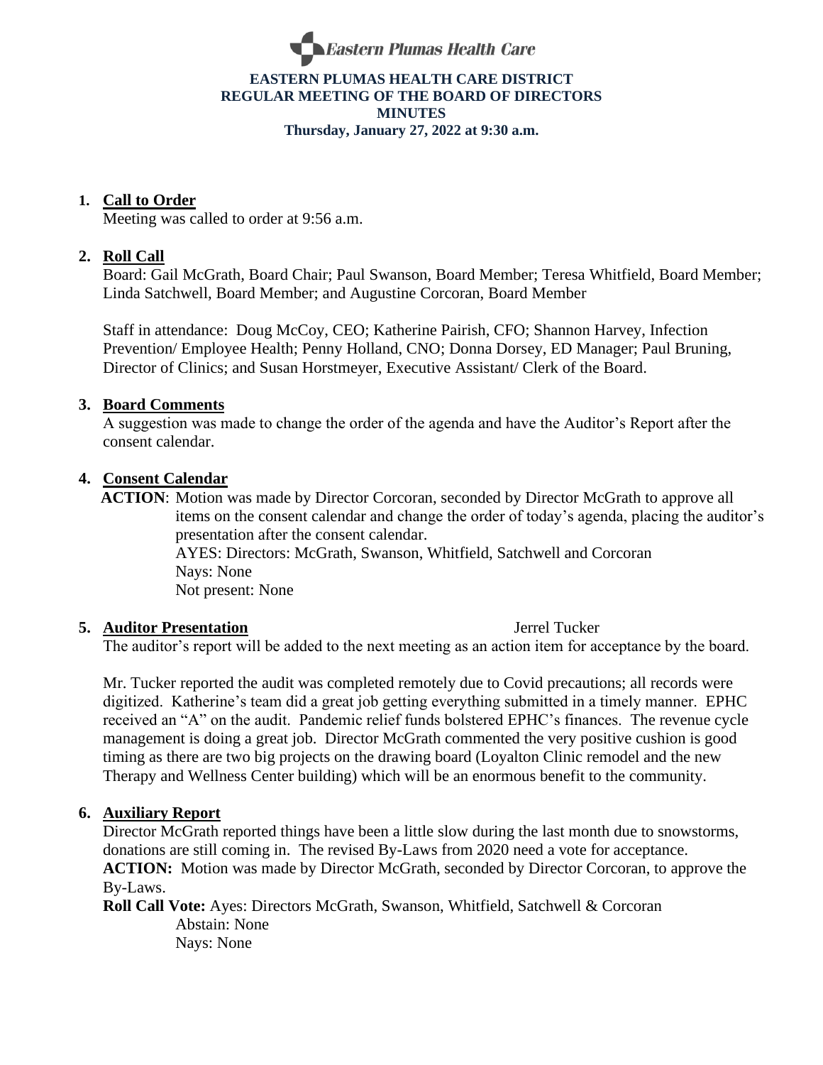Eastern Plumas Health Care

**EASTERN PLUMAS HEALTH CARE DISTRICT**
**REGULAR MEETING OF THE BOARD OF DIRECTORS**
**MINUTES**
**Thursday, January 27, 2022 at 9:30 a.m.**

1. **Call to Order**
   Meeting was called to order at 9:56 a.m.

2. **Roll Call**
   Board: Gail McGrath, Board Chair; Paul Swanson, Board Member; Teresa Whitfield, Board Member; Linda Satchwell, Board Member; and Augustine Corcoran, Board Member

   Staff in attendance: Doug McCoy, CEO; Katherine Pairish, CFO; Shannon Harvey, Infection Prevention/ Employee Health; Penny Holland, CNO; Donna Dorsey, ED Manager; Paul Bruning, Director of Clinics; and Susan Horstmeyer, Executive Assistant/ Clerk of the Board.

3. **Board Comments**
   A suggestion was made to change the order of the agenda and have the Auditor's Report after the consent calendar.

4. **Consent Calendar**
   **ACTION**: Motion was made by Director Corcoran, seconded by Director McGrath to approve all items on the consent calendar and change the order of today's agenda, placing the auditor's presentation after the consent calendar.
   AYES: Directors: McGrath, Swanson, Whitfield, Satchwell and Corcoran
   Nays: None
   Not present: None

5. **Auditor Presentation** Jerrel Tucker
   The auditor's report will be added to the next meeting as an action item for acceptance by the board.

   Mr. Tucker reported the audit was completed remotely due to Covid precautions; all records were digitized. Katherine's team did a great job getting everything submitted in a timely manner. EPHC received an "A" on the audit. Pandemic relief funds bolstered EPHC's finances. The revenue cycle management is doing a great job. Director McGrath commented the very positive cushion is good timing as there are two big projects on the drawing board (Loyalton Clinic remodel and the new Therapy and Wellness Center building) which will be an enormous benefit to the community.

6. **Auxiliary Report**
   Director McGrath reported things have been a little slow during the last month due to snowstorms, donations are still coming in. The revised By-Laws from 2020 need a vote for acceptance.
   **ACTION:** Motion was made by Director McGrath, seconded by Director Corcoran, to approve the By-Laws.
   **Roll Call Vote:** Ayes: Directors McGrath, Swanson, Whitfield, Satchwell & Corcoran
   Abstain: None
   Nays: None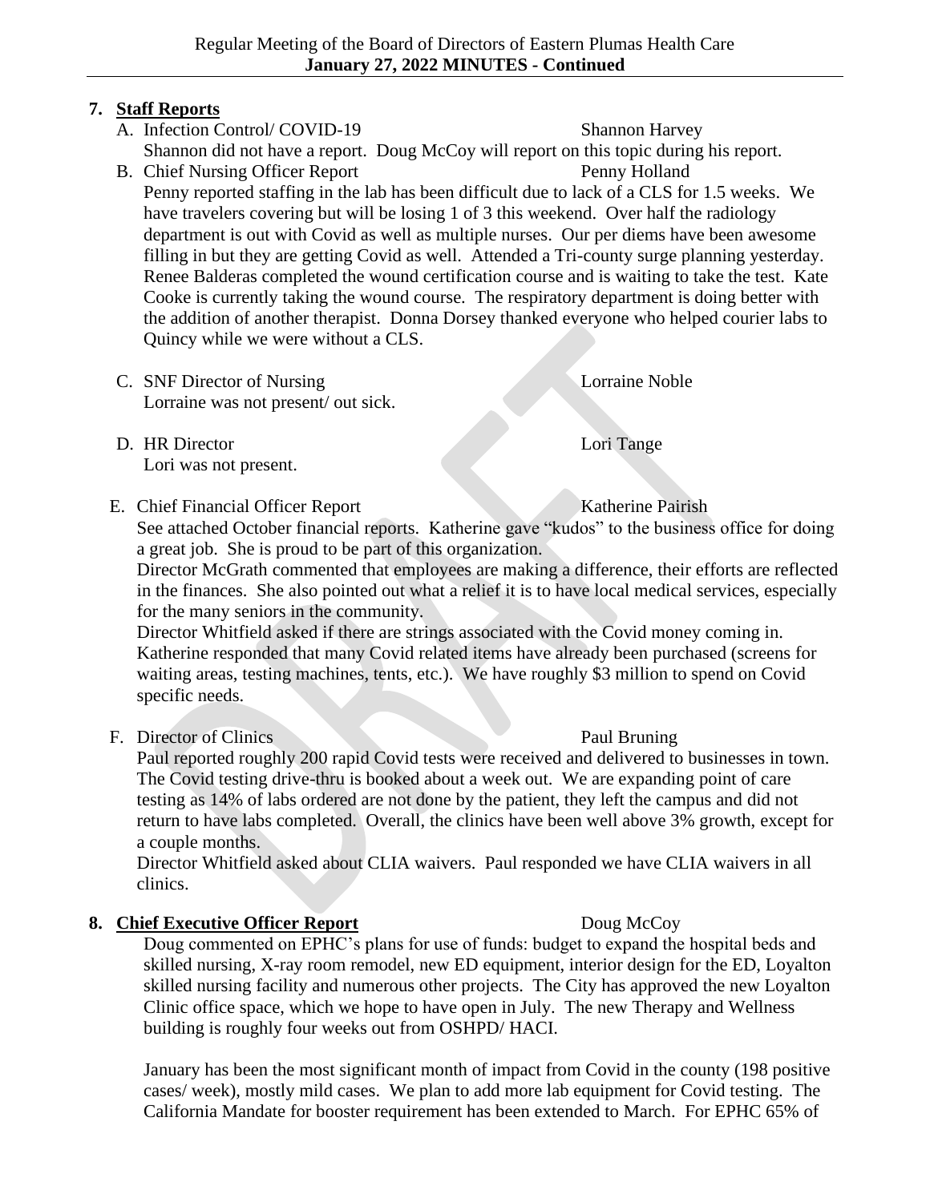## 7. Staff Reports

A. Infection Control/ COVID-19 — Shannon Harvey

Shannon did not have a report. Doug McCoy will report on this topic during his report.

B. Chief Nursing Officer Report — Penny Holland

Penny reported staffing in the lab has been difficult due to lack of a CLS for 1.5 weeks. We have travelers covering but will be losing 1 of 3 this weekend. Over half the radiology department is out with Covid as well as multiple nurses. Our per diems have been awesome filling in but they are getting Covid as well. Attended a Tri-county surge planning yesterday. Renee Balderas completed the wound certification course and is waiting to take the test. Kate Cooke is currently taking the wound course. The respiratory department is doing better with the addition of another therapist. Donna Dorsey thanked everyone who helped courier labs to Quincy while we were without a CLS.

C. SNF Director of Nursing — Lorraine Noble

Lorraine was not present/ out sick.

D. HR Director — Lori Tange

Lori was not present.

E. Chief Financial Officer Report — Katherine Pairish

See attached October financial reports. Katherine gave "kudos" to the business office for doing a great job. She is proud to be part of this organization.

Director McGrath commented that employees are making a difference, their efforts are reflected in the finances. She also pointed out what a relief it is to have local medical services, especially for the many seniors in the community.

Director Whitfield asked if there are strings associated with the Covid money coming in. Katherine responded that many Covid related items have already been purchased (screens for waiting areas, testing machines, tents, etc.). We have roughly $3 million to spend on Covid specific needs.

F. Director of Clinics — Paul Bruning

Paul reported roughly 200 rapid Covid tests were received and delivered to businesses in town. The Covid testing drive-thru is booked about a week out. We are expanding point of care testing as 14% of labs ordered are not done by the patient, they left the campus and did not return to have labs completed. Overall, the clinics have been well above 3% growth, except for a couple months.

Director Whitfield asked about CLIA waivers. Paul responded we have CLIA waivers in all clinics.

## 8. Chief Executive Officer Report — Doug McCoy

Doug commented on EPHC's plans for use of funds: budget to expand the hospital beds and skilled nursing, X-ray room remodel, new ED equipment, interior design for the ED, Loyalton skilled nursing facility and numerous other projects. The City has approved the new Loyalton Clinic office space, which we hope to have open in July. The new Therapy and Wellness building is roughly four weeks out from OSHPD/ HACI.

January has been the most significant month of impact from Covid in the county (198 positive cases/ week), mostly mild cases. We plan to add more lab equipment for Covid testing. The California Mandate for booster requirement has been extended to March. For EPHC 65% of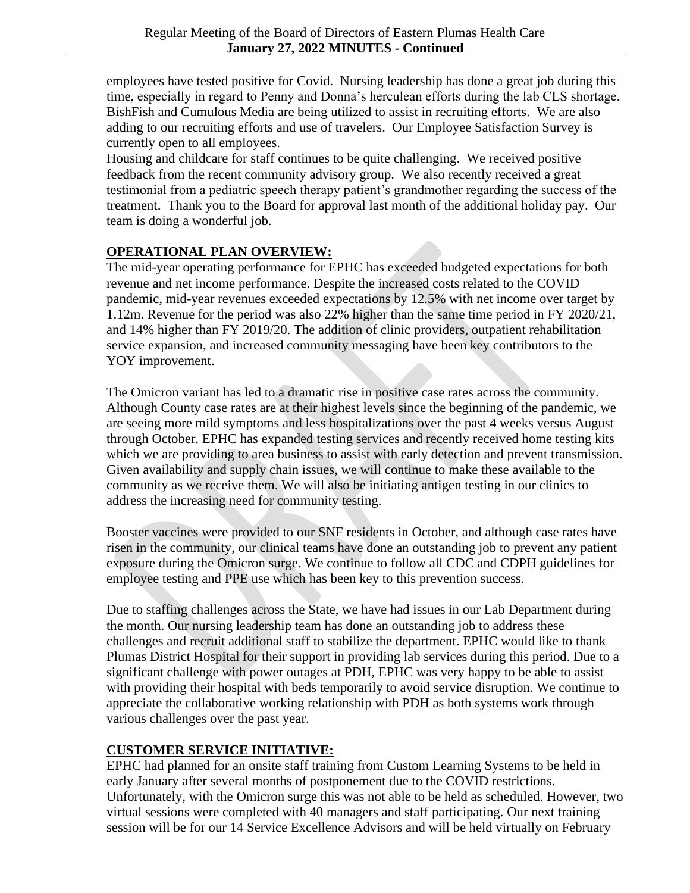employees have tested positive for Covid. Nursing leadership has done a great job during this time, especially in regard to Penny and Donna's herculean efforts during the lab CLS shortage. BishFish and Cumulous Media are being utilized to assist in recruiting efforts. We are also adding to our recruiting efforts and use of travelers. Our Employee Satisfaction Survey is currently open to all employees.

Housing and childcare for staff continues to be quite challenging. We received positive feedback from the recent community advisory group. We also recently received a great testimonial from a pediatric speech therapy patient's grandmother regarding the success of the treatment. Thank you to the Board for approval last month of the additional holiday pay. Our team is doing a wonderful job.

**OPERATIONAL PLAN OVERVIEW:**

The mid-year operating performance for EPHC has exceeded budgeted expectations for both revenue and net income performance. Despite the increased costs related to the COVID pandemic, mid-year revenues exceeded expectations by 12.5% with net income over target by 1.12m. Revenue for the period was also 22% higher than the same time period in FY 2020/21, and 14% higher than FY 2019/20. The addition of clinic providers, outpatient rehabilitation service expansion, and increased community messaging have been key contributors to the YOY improvement.

The Omicron variant has led to a dramatic rise in positive case rates across the community. Although County case rates are at their highest levels since the beginning of the pandemic, we are seeing more mild symptoms and less hospitalizations over the past 4 weeks versus August through October. EPHC has expanded testing services and recently received home testing kits which we are providing to area business to assist with early detection and prevent transmission. Given availability and supply chain issues, we will continue to make these available to the community as we receive them. We will also be initiating antigen testing in our clinics to address the increasing need for community testing.

Booster vaccines were provided to our SNF residents in October, and although case rates have risen in the community, our clinical teams have done an outstanding job to prevent any patient exposure during the Omicron surge. We continue to follow all CDC and CDPH guidelines for employee testing and PPE use which has been key to this prevention success.

Due to staffing challenges across the State, we have had issues in our Lab Department during the month. Our nursing leadership team has done an outstanding job to address these challenges and recruit additional staff to stabilize the department. EPHC would like to thank Plumas District Hospital for their support in providing lab services during this period. Due to a significant challenge with power outages at PDH, EPHC was very happy to be able to assist with providing their hospital with beds temporarily to avoid service disruption. We continue to appreciate the collaborative working relationship with PDH as both systems work through various challenges over the past year.

**CUSTOMER SERVICE INITIATIVE:**

EPHC had planned for an onsite staff training from Custom Learning Systems to be held in early January after several months of postponement due to the COVID restrictions. Unfortunately, with the Omicron surge this was not able to be held as scheduled. However, two virtual sessions were completed with 40 managers and staff participating. Our next training session will be for our 14 Service Excellence Advisors and will be held virtually on February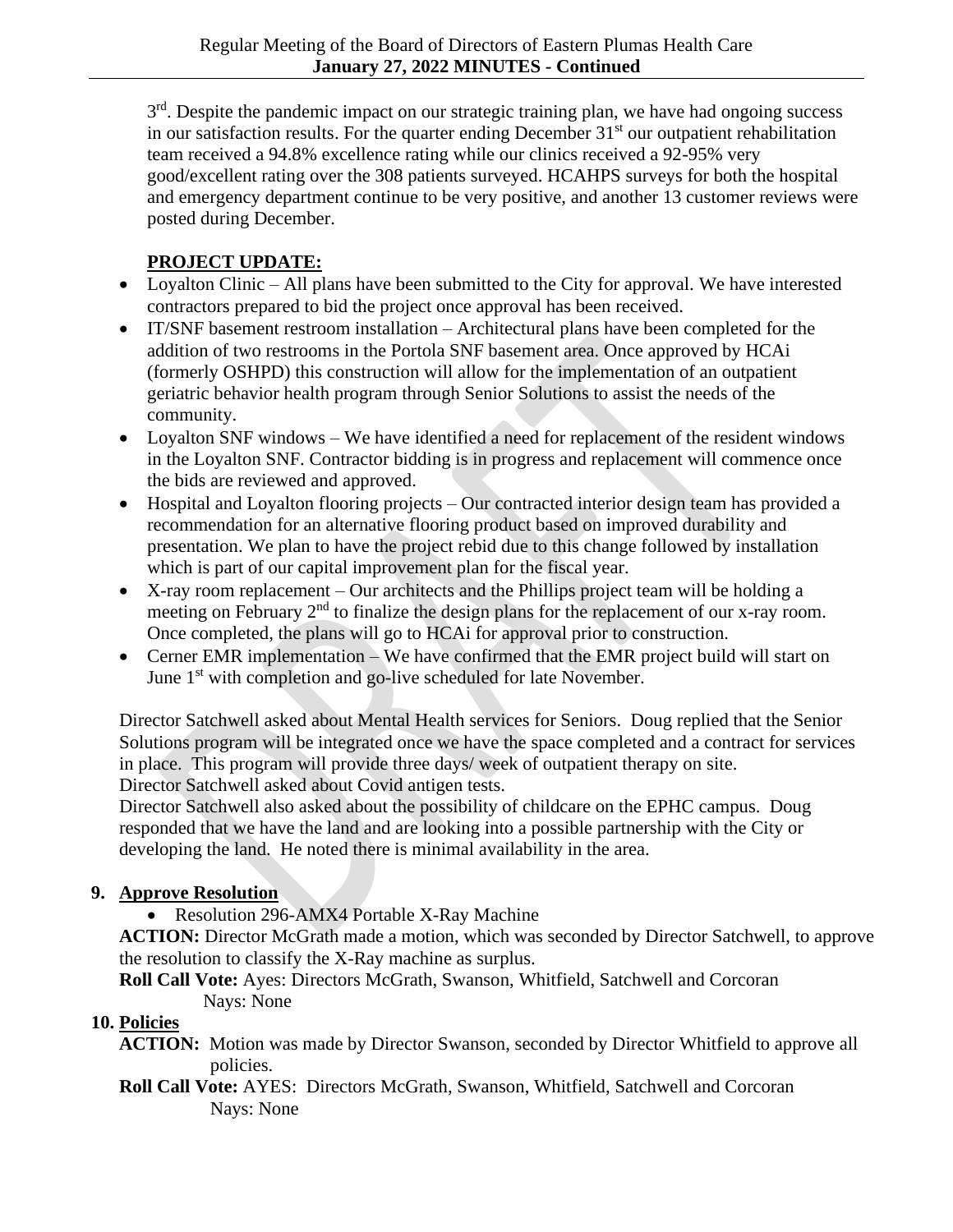3rd. Despite the pandemic impact on our strategic training plan, we have had ongoing success in our satisfaction results. For the quarter ending December 31st our outpatient rehabilitation team received a 94.8% excellence rating while our clinics received a 92-95% very good/excellent rating over the 308 patients surveyed. HCAHPS surveys for both the hospital and emergency department continue to be very positive, and another 13 customer reviews were posted during December.

**PROJECT UPDATE:**

- Loyalton Clinic – All plans have been submitted to the City for approval. We have interested contractors prepared to bid the project once approval has been received.
- IT/SNF basement restroom installation – Architectural plans have been completed for the addition of two restrooms in the Portola SNF basement area. Once approved by HCAi (formerly OSHPD) this construction will allow for the implementation of an outpatient geriatric behavior health program through Senior Solutions to assist the needs of the community.
- Loyalton SNF windows – We have identified a need for replacement of the resident windows in the Loyalton SNF. Contractor bidding is in progress and replacement will commence once the bids are reviewed and approved.
- Hospital and Loyalton flooring projects – Our contracted interior design team has provided a recommendation for an alternative flooring product based on improved durability and presentation. We plan to have the project rebid due to this change followed by installation which is part of our capital improvement plan for the fiscal year.
- X-ray room replacement – Our architects and the Phillips project team will be holding a meeting on February 2nd to finalize the design plans for the replacement of our x-ray room. Once completed, the plans will go to HCAi for approval prior to construction.
- Cerner EMR implementation – We have confirmed that the EMR project build will start on June 1st with completion and go-live scheduled for late November.

Director Satchwell asked about Mental Health services for Seniors. Doug replied that the Senior Solutions program will be integrated once we have the space completed and a contract for services in place. This program will provide three days/ week of outpatient therapy on site.
Director Satchwell asked about Covid antigen tests.
Director Satchwell also asked about the possibility of childcare on the EPHC campus. Doug responded that we have the land and are looking into a possible partnership with the City or developing the land. He noted there is minimal availability in the area.

**9. Approve Resolution**

- Resolution 296-AMX4 Portable X-Ray Machine

**ACTION:** Director McGrath made a motion, which was seconded by Director Satchwell, to approve the resolution to classify the X-Ray machine as surplus.
**Roll Call Vote:** Ayes: Directors McGrath, Swanson, Whitfield, Satchwell and Corcoran
Nays: None

**10. Policies**

**ACTION:** Motion was made by Director Swanson, seconded by Director Whitfield to approve all policies.
**Roll Call Vote:** AYES: Directors McGrath, Swanson, Whitfield, Satchwell and Corcoran
Nays: None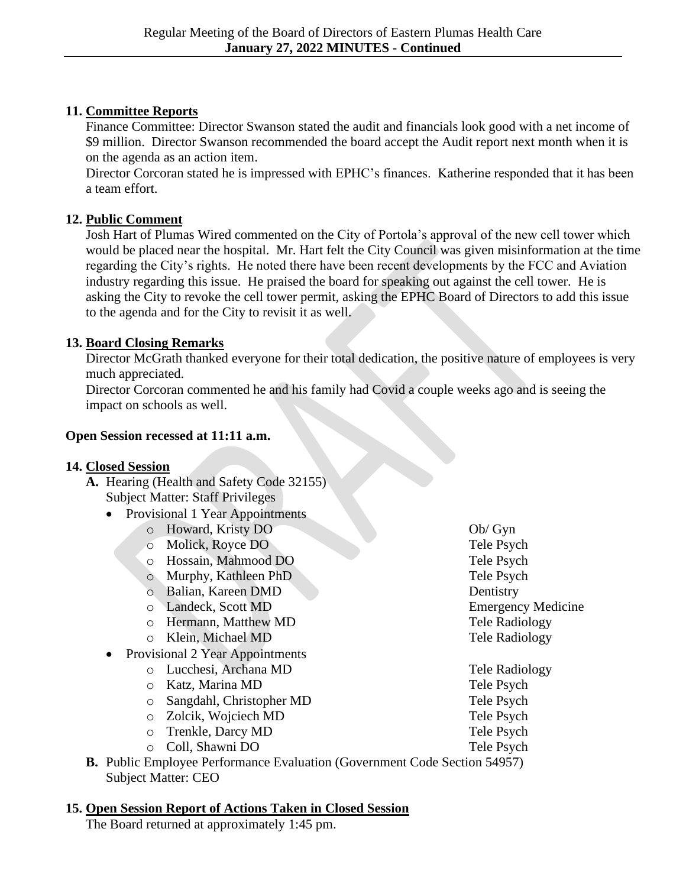## 11. Committee Reports

Finance Committee: Director Swanson stated the audit and financials look good with a net income of $9 million. Director Swanson recommended the board accept the Audit report next month when it is on the agenda as an action item.

Director Corcoran stated he is impressed with EPHC's finances. Katherine responded that it has been a team effort.

## 12. Public Comment

Josh Hart of Plumas Wired commented on the City of Portola's approval of the new cell tower which would be placed near the hospital. Mr. Hart felt the City Council was given misinformation at the time regarding the City's rights. He noted there have been recent developments by the FCC and Aviation industry regarding this issue. He praised the board for speaking out against the cell tower. He is asking the City to revoke the cell tower permit, asking the EPHC Board of Directors to add this issue to the agenda and for the City to revisit it as well.

## 13. Board Closing Remarks

Director McGrath thanked everyone for their total dedication, the positive nature of employees is very much appreciated.

Director Corcoran commented he and his family had Covid a couple weeks ago and is seeing the impact on schools as well.

**Open Session recessed at 11:11 a.m.**

## 14. Closed Session

**A.** Hearing (Health and Safety Code 32155)
Subject Matter: Staff Privileges

- Provisional 1 Year Appointments
  - Howard, Kristy DO — Ob/ Gyn
  - Molick, Royce DO — Tele Psych
  - Hossain, Mahmood DO — Tele Psych
  - Murphy, Kathleen PhD — Tele Psych
  - Balian, Kareen DMD — Dentistry
  - Landeck, Scott MD — Emergency Medicine
  - Hermann, Matthew MD — Tele Radiology
  - Klein, Michael MD — Tele Radiology
- Provisional 2 Year Appointments
  - Lucchesi, Archana MD — Tele Radiology
  - Katz, Marina MD — Tele Psych
  - Sangdahl, Christopher MD — Tele Psych
  - Zolcik, Wojciech MD — Tele Psych
  - Trenkle, Darcy MD — Tele Psych
  - Coll, Shawni DO — Tele Psych

**B.** Public Employee Performance Evaluation (Government Code Section 54957)
Subject Matter: CEO

## 15. Open Session Report of Actions Taken in Closed Session

The Board returned at approximately 1:45 pm.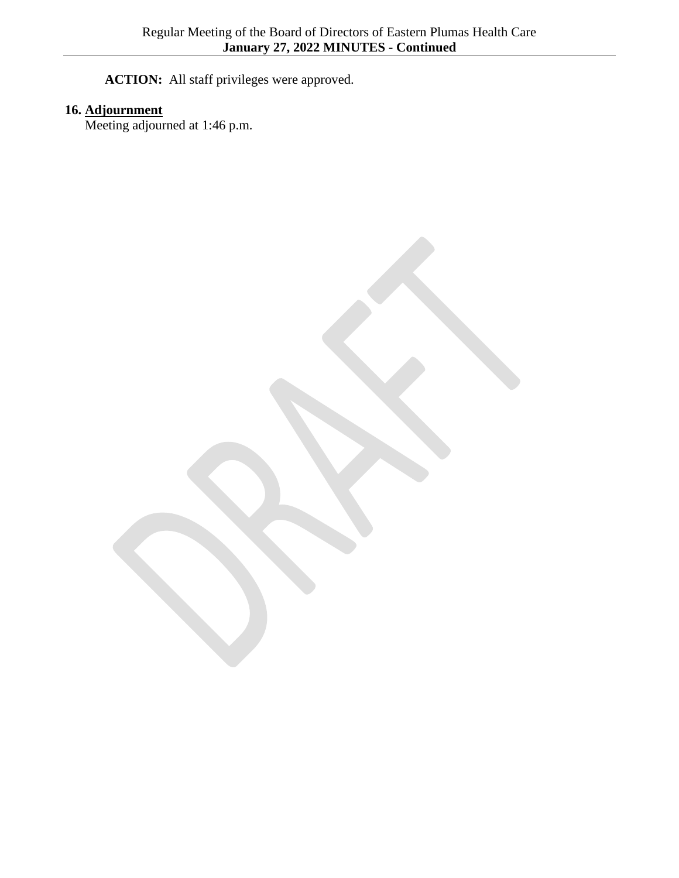**ACTION:** All staff privileges were approved.

**16. Adjournment**

Meeting adjourned at 1:46 p.m.